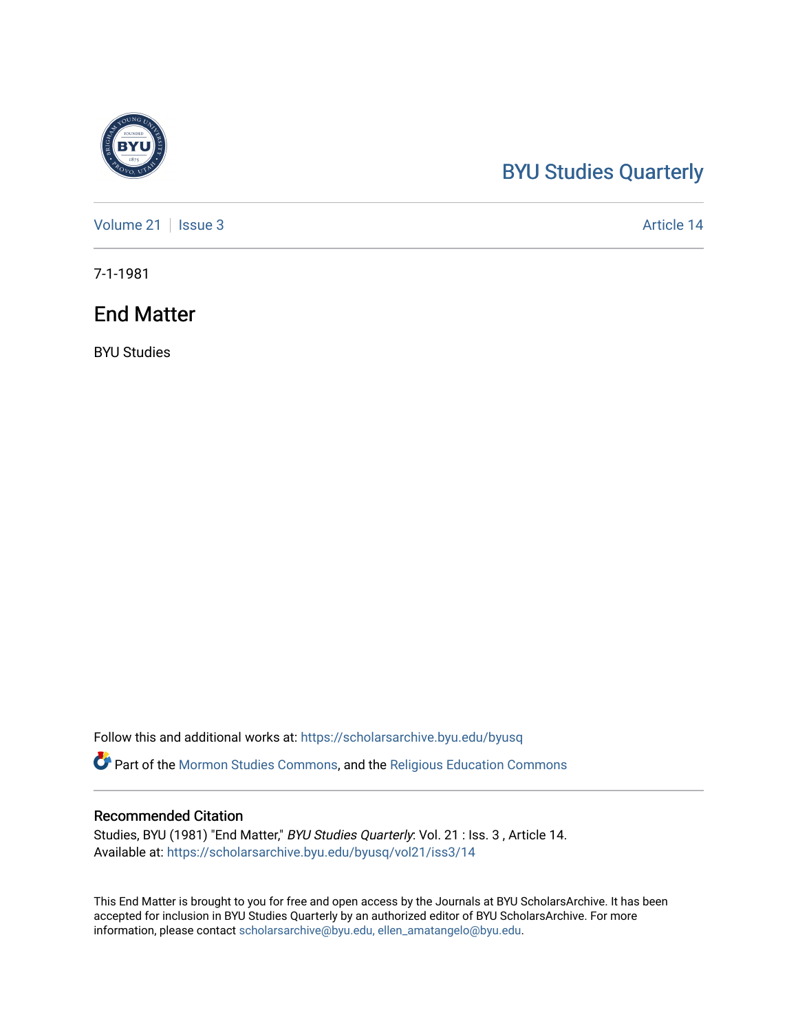BYU Studies Quarterly

Volume 21 | Issue 3 | Article 14

7-1-1981

# End Matter

BYU Studies

Follow this and additional works at: https://scholarsarchive.byu.edu/byusq

Part of the Mormon Studies Commons, and the Religious Education Commons

## Recommended Citation

Studies, BYU (1981) "End Matter," *BYU Studies Quarterly*: Vol. 21 : Iss. 3 , Article 14.
Available at: https://scholarsarchive.byu.edu/byusq/vol21/iss3/14

This End Matter is brought to you for free and open access by the Journals at BYU ScholarsArchive. It has been accepted for inclusion in BYU Studies Quarterly by an authorized editor of BYU ScholarsArchive. For more information, please contact scholarsarchive@byu.edu, ellen_amatangelo@byu.edu.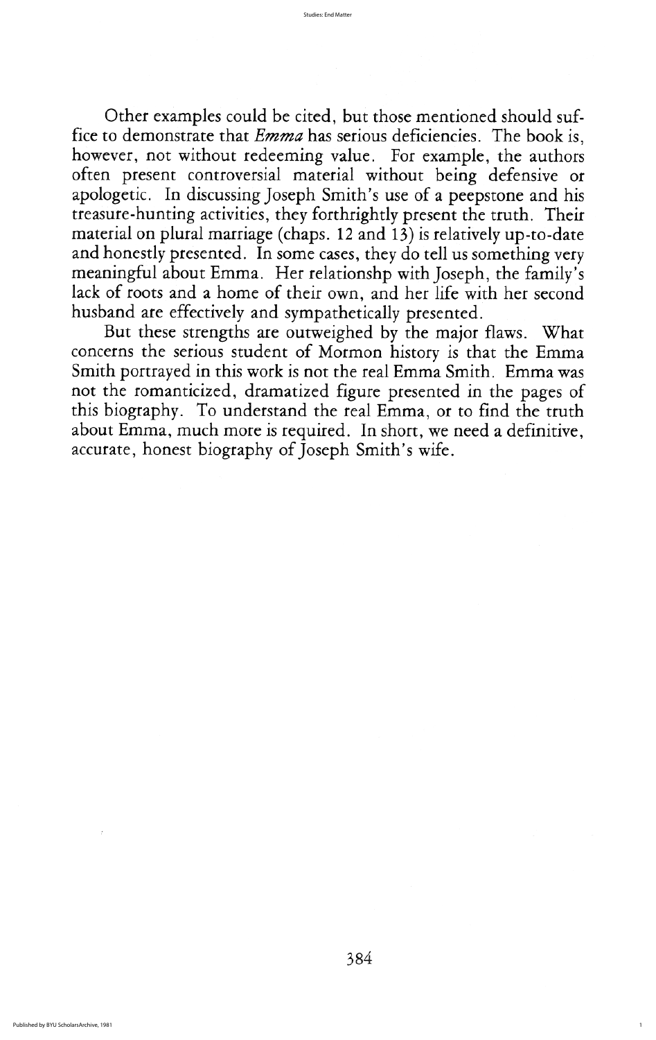Other examples could be cited, but those mentioned should suffice to demonstrate that *Emma* has serious deficiencies. The book is, however, not without redeeming value. For example, the authors often present controversial material without being defensive or apologetic. In discussing Joseph Smith's use of a peepstone and his treasure-hunting activities, they forthrightly present the truth. Their material on plural marriage (chaps. 12 and 13) is relatively up-to-date and honestly presented. In some cases, they do tell us something very meaningful about Emma. Her relationshp with Joseph, the family's lack of roots and a home of their own, and her life with her second husband are effectively and sympathetically presented.

But these strengths are outweighed by the major flaws. What concerns the serious student of Mormon history is that the Emma Smith portrayed in this work is not the real Emma Smith. Emma was not the romanticized, dramatized figure presented in the pages of this biography. To understand the real Emma, or to find the truth about Emma, much more is required. In short, we need a definitive, accurate, honest biography of Joseph Smith's wife.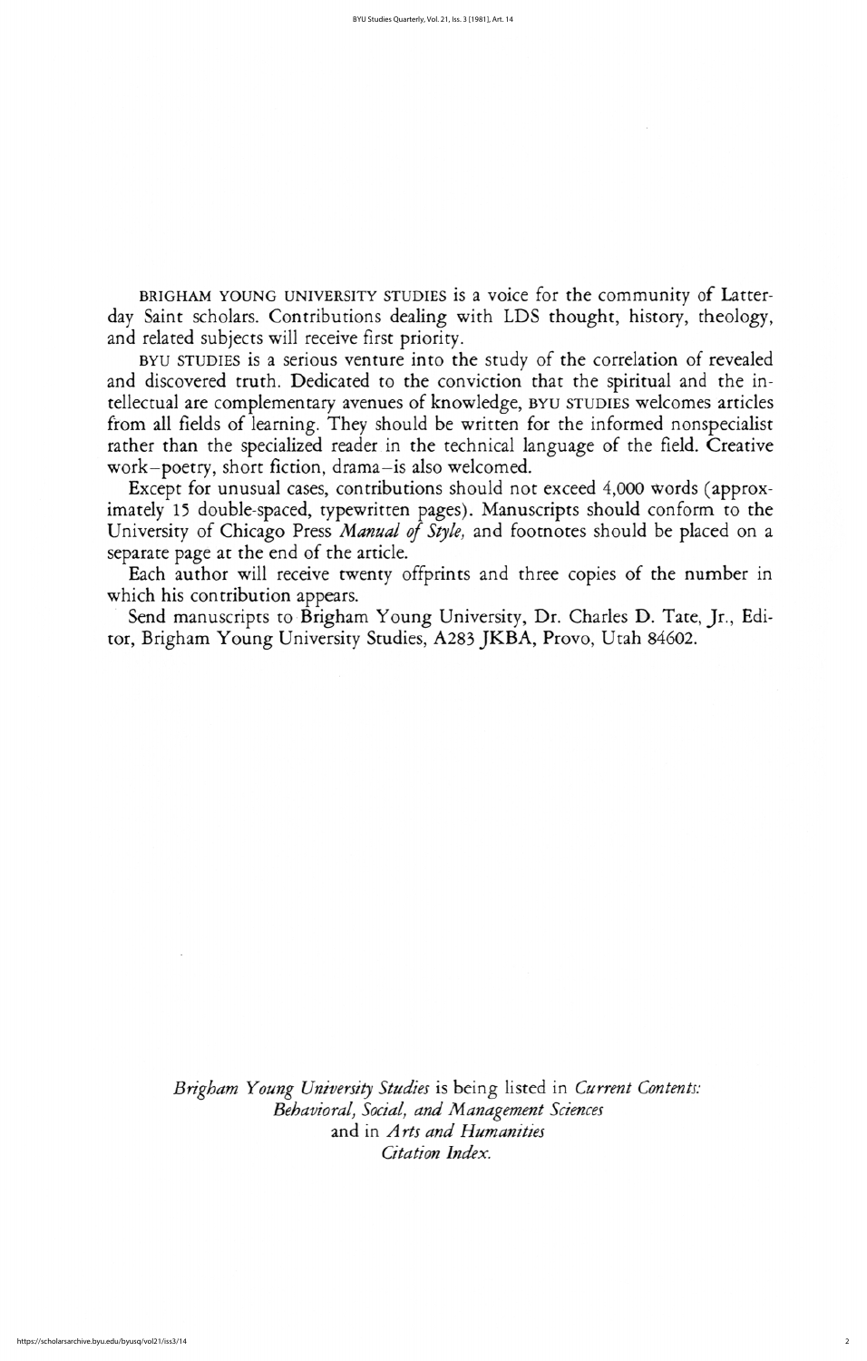BRIGHAM YOUNG UNIVERSITY STUDIES is a voice for the community of Latter-day Saint scholars. Contributions dealing with LDS thought, history, theology, and related subjects will receive first priority.

BYU STUDIES is a serious venture into the study of the correlation of revealed and discovered truth. Dedicated to the conviction that the spiritual and the intellectual are complementary avenues of knowledge, BYU STUDIES welcomes articles from all fields of learning. They should be written for the informed nonspecialist rather than the specialized reader in the technical language of the field. Creative work–poetry, short fiction, drama–is also welcomed.

Except for unusual cases, contributions should not exceed 4,000 words (approximately 15 double-spaced, typewritten pages). Manuscripts should conform to the University of Chicago Press *Manual of Style,* and footnotes should be placed on a separate page at the end of the article.

Each author will receive twenty offprints and three copies of the number in which his contribution appears.

Send manuscripts to Brigham Young University, Dr. Charles D. Tate, Jr., Editor, Brigham Young University Studies, A283 JKBA, Provo, Utah 84602.

*Brigham Young University Studies* is being listed in *Current Contents: Behavioral, Social, and Management Sciences* and in *Arts and Humanities Citation Index.*